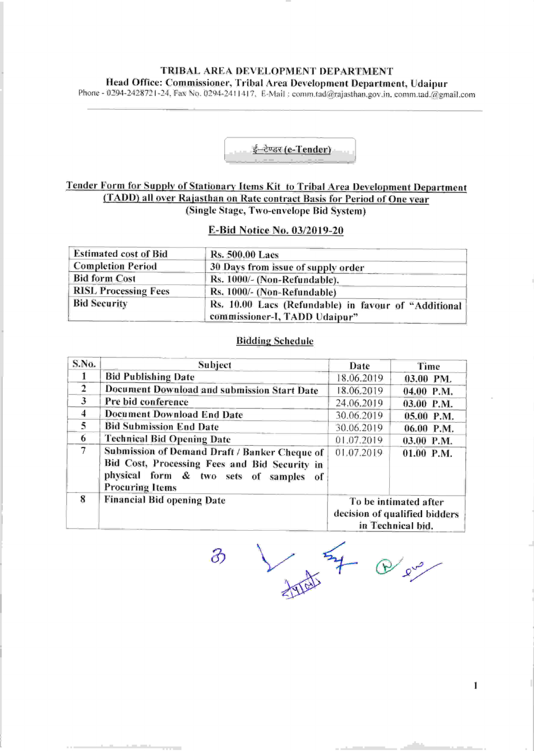# TRIBAL AREA DEVELOPMENT DEPARTMENT

## Head Office: Commissioner, Tribal Area Development Department, Udaipur

Phone - 0294-2428721-24, Fax No. 0294-2411417, E-Mail : comm.tad@rajasthan.gov.in, comm.tad.@gmail.com

**ई–टेण्डर (e-Tender)**

**Tender Form for Supply of Stationary Items Kit to Tribal Area Development Department (TADD) all over Rajasthan on Rate contract Basis for Period of One year**

**(Single Stage, Two-envelope Bid System)**

**E-Bid Notice No. 03/2019-20**

| | |
|---|---|
| Estimated cost of Bid | Rs. 500.00 Lacs |
| Completion Period | 30 Days from issue of supply order |
| Bid form Cost | Rs. 1000/- (Non-Refundable). |
| RISL Processing Fees | Rs. 1000/- (Non-Refundable) |
| Bid Security | Rs. 10.00 Lacs (Refundable) in favour of "Additional commissioner-I, TADD Udaipur" |

**Bidding Schedule**

| S.No. | Subject | Date | Time |
|---|---|---|---|
| 1 | Bid Publishing Date | 18.06.2019 | 03.00 PM. |
| 2 | Document Download and submission Start Date | 18.06.2019 | 04.00 P.M. |
| 3 | Pre bid conference | 24.06.2019 | 03.00 P.M. |
| 4 | Document Download End Date | 30.06.2019 | 05.00 P.M. |
| 5 | Bid Submission End Date | 30.06.2019 | 06.00 P.M. |
| 6 | Technical Bid Opening Date | 01.07.2019 | 03.00 P.M. |
| 7 | Submission of Demand Draft / Banker Cheque of Bid Cost, Processing Fees and Bid Security in physical form & two sets of samples of Procuring Items | 01.07.2019 | 01.00 P.M. |
| 8 | Financial Bid opening Date | To be intimated after decision of qualified bidders in Technical bid. | |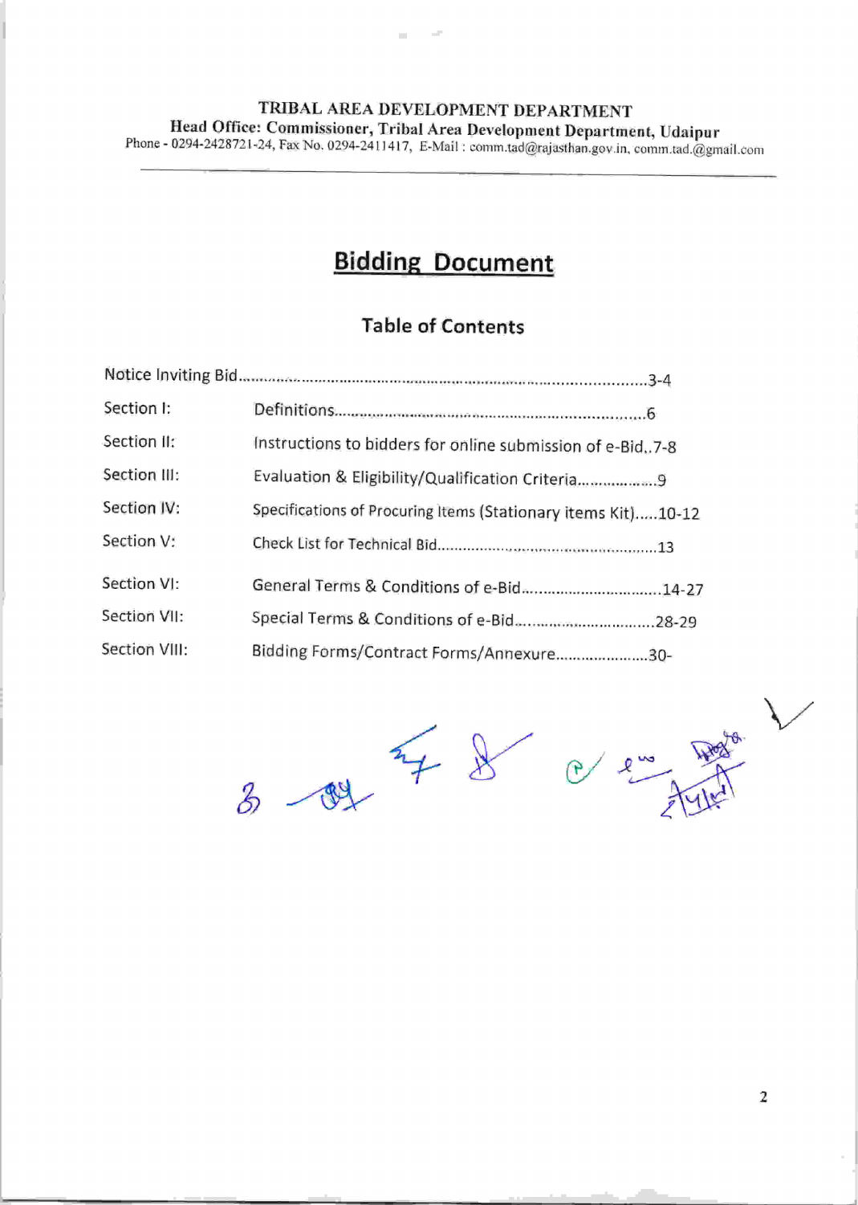TRIBAL AREA DEVELOPMENT DEPARTMENT

**Head Office: Commissioner, Tribal Area Development Department, Udaipur**

Phone - 0294-2428721-24, Fax No. 0294-2411417, E-Mail : comm.tad@rajasthan.gov.in, comm.tad.@gmail.com

---

# Bidding Document

## Table of Contents

| | | |
|---|---|---|
| Notice Inviting Bid | | 3-4 |
| Section I: | Definitions | 6 |
| Section II: | Instructions to bidders for online submission of e-Bid | 7-8 |
| Section III: | Evaluation & Eligibility/Qualification Criteria | 9 |
| Section IV: | Specifications of Procuring Items (Stationary items Kit) | 10-12 |
| Section V: | Check List for Technical Bid | 13 |
| Section VI: | General Terms & Conditions of e-Bid | 14-27 |
| Section VII: | Special Terms & Conditions of e-Bid | 28-29 |
| Section VIII: | Bidding Forms/Contract Forms/Annexure | 30- |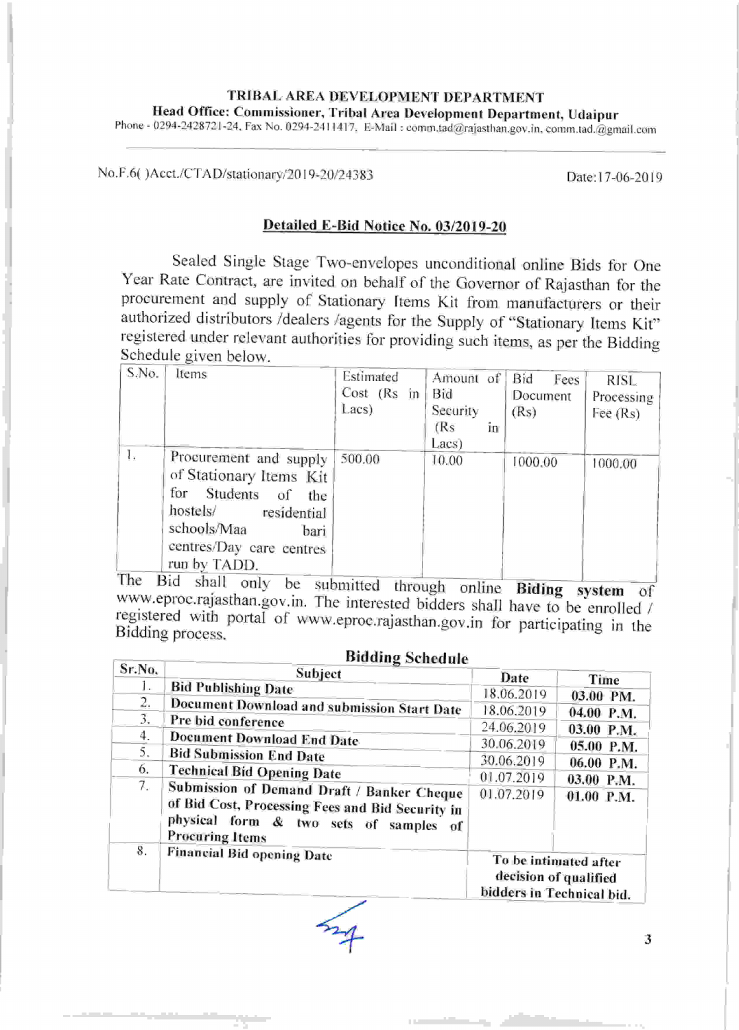**TRIBAL AREA DEVELOPMENT DEPARTMENT**

**Head Office: Commissioner, Tribal Area Development Department, Udaipur**

Phone - 0294-2428721-24, Fax No. 0294-2411417, E-Mail : comm.tad@rajasthan.gov.in, comm.tad.@gmail.com

No.F.6( )Acct./CTAD/stationary/2019-20/24383 Date:17-06-2019

## Detailed E-Bid Notice No. 03/2019-20

Sealed Single Stage Two-envelopes unconditional online Bids for One Year Rate Contract, are invited on behalf of the Governor of Rajasthan for the procurement and supply of Stationary Items Kit from manufacturers or their authorized distributors /dealers /agents for the Supply of "Stationary Items Kit" registered under relevant authorities for providing such items, as per the Bidding Schedule given below.

| S.No. | Items | Estimated Cost (Rs in Lacs) | Amount of Bid Security (Rs in Lacs) | Bid Fees Document (Rs) | RISL Processing Fee (Rs) |
|---|---|---|---|---|---|
| 1. | Procurement and supply of Stationary Items Kit for Students of the hostels/ residential schools/Maa bari centres/Day care centres run by TADD. | 500.00 | 10.00 | 1000.00 | 1000.00 |

The Bid shall only be submitted through online **Biding system** of www.eproc.rajasthan.gov.in. The interested bidders shall have to be enrolled / registered with portal of www.eproc.rajasthan.gov.in for participating in the Bidding process.

**Bidding Schedule**

| Sr.No. | Subject | Date | Time |
|---|---|---|---|
| 1. | **Bid Publishing Date** | 18.06.2019 | **03.00 PM.** |
| 2. | **Document Download and submission Start Date** | 18.06.2019 | **04.00 P.M.** |
| 3. | **Pre bid conference** | 24.06.2019 | **03.00 P.M.** |
| 4. | **Document Download End Date** | 30.06.2019 | **05.00 P.M.** |
| 5. | **Bid Submission End Date** | 30.06.2019 | **06.00 P.M.** |
| 6. | **Technical Bid Opening Date** | 01.07.2019 | **03.00 P.M.** |
| 7. | **Submission of Demand Draft / Banker Cheque of Bid Cost, Processing Fees and Bid Security in physical form & two sets of samples of Procuring Items** | 01.07.2019 | **01.00 P.M.** |
| 8. | **Financial Bid opening Date** | **To be intimated after decision of qualified bidders in Technical bid.** | |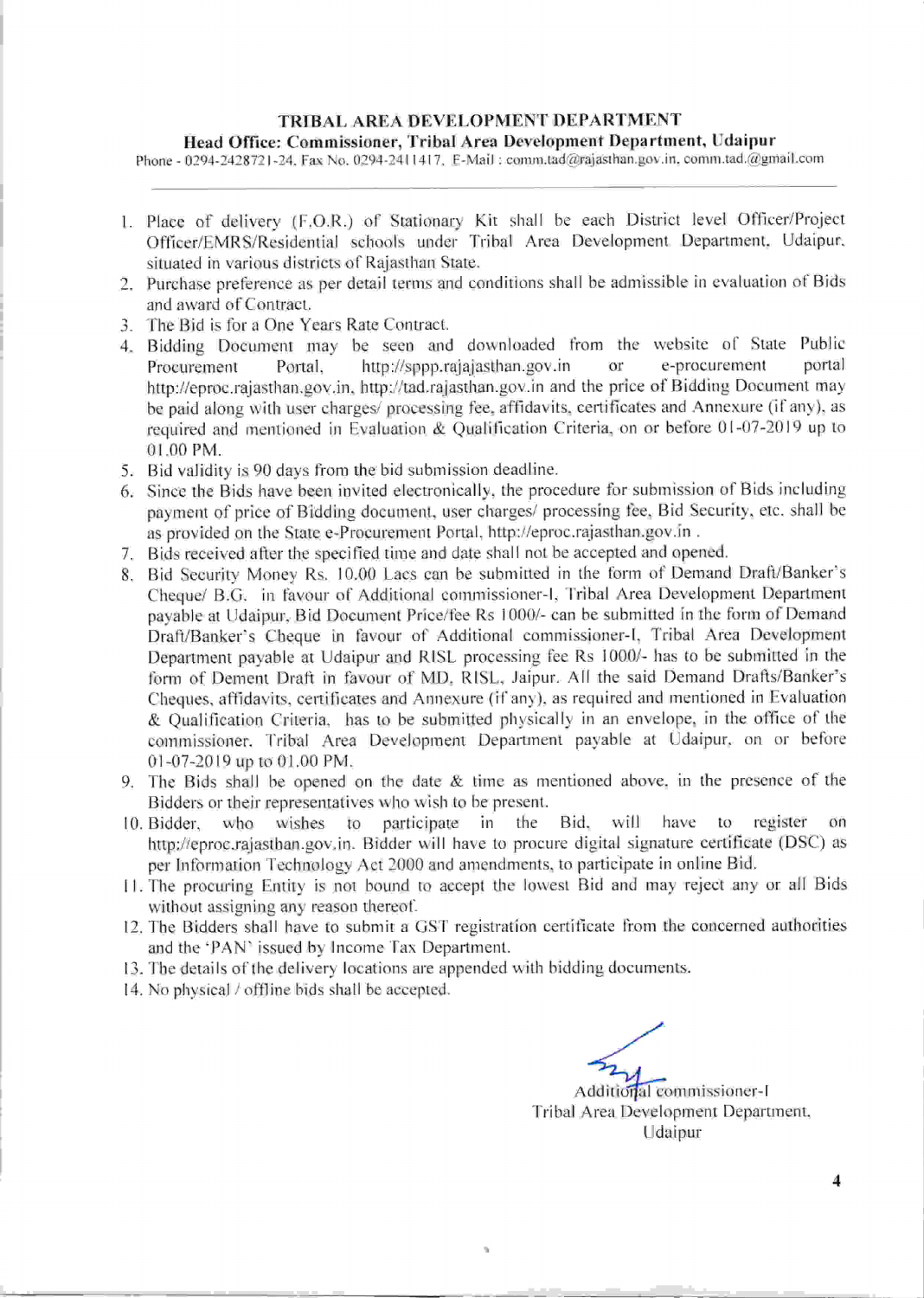# TRIBAL AREA DEVELOPMENT DEPARTMENT

**Head Office: Commissioner, Tribal Area Development Department, Udaipur**

Phone - 0294-2428721-24, Fax No. 0294-2411417, E-Mail : comm.tad@rajasthan.gov.in, comm.tad.@gmail.com

---

1. Place of delivery (F.O.R.) of Stationary Kit shall be each District level Officer/Project Officer/EMRS/Residential schools under Tribal Area Development Department, Udaipur, situated in various districts of Rajasthan State.
2. Purchase preference as per detail terms and conditions shall be admissible in evaluation of Bids and award of Contract.
3. The Bid is for a One Years Rate Contract.
4. Bidding Document may be seen and downloaded from the website of State Public Procurement Portal, http://sppp.rajajasthan.gov.in or e-procurement portal http://eproc.rajasthan.gov.in, http://tad.rajasthan.gov.in and the price of Bidding Document may be paid along with user charges/ processing fee, affidavits, certificates and Annexure (if any), as required and mentioned in Evaluation & Qualification Criteria, on or before 01-07-2019 up to 01.00 PM.
5. Bid validity is 90 days from the bid submission deadline.
6. Since the Bids have been invited electronically, the procedure for submission of Bids including payment of price of Bidding document, user charges/ processing fee, Bid Security, etc. shall be as provided on the State e-Procurement Portal, http://eproc.rajasthan.gov.in .
7. Bids received after the specified time and date shall not be accepted and opened.
8. Bid Security Money Rs. 10.00 Lacs can be submitted in the form of Demand Draft/Banker's Cheque/ B.G. in favour of Additional commissioner-I, Tribal Area Development Department payable at Udaipur, Bid Document Price/fee Rs 1000/- can be submitted in the form of Demand Draft/Banker's Cheque in favour of Additional commissioner-I, Tribal Area Development Department payable at Udaipur and RISL processing fee Rs 1000/- has to be submitted in the form of Dement Draft in favour of MD, RISL, Jaipur. All the said Demand Drafts/Banker's Cheques, affidavits, certificates and Annexure (if any), as required and mentioned in Evaluation & Qualification Criteria, has to be submitted physically in an envelope, in the office of the commissioner, Tribal Area Development Department payable at Udaipur, on or before 01-07-2019 up to 01.00 PM.
9. The Bids shall be opened on the date & time as mentioned above, in the presence of the Bidders or their representatives who wish to be present.
10. Bidder, who wishes to participate in the Bid, will have to register on http://eproc.rajasthan.gov.in. Bidder will have to procure digital signature certificate (DSC) as per Information Technology Act 2000 and amendments, to participate in online Bid.
11. The procuring Entity is not bound to accept the lowest Bid and may reject any or all Bids without assigning any reason thereof.
12. The Bidders shall have to submit a GST registration certificate from the concerned authorities and the 'PAN' issued by Income Tax Department.
13. The details of the delivery locations are appended with bidding documents.
14. No physical / offline bids shall be accepted.

Additional commissioner-I
Tribal Area Development Department,
Udaipur